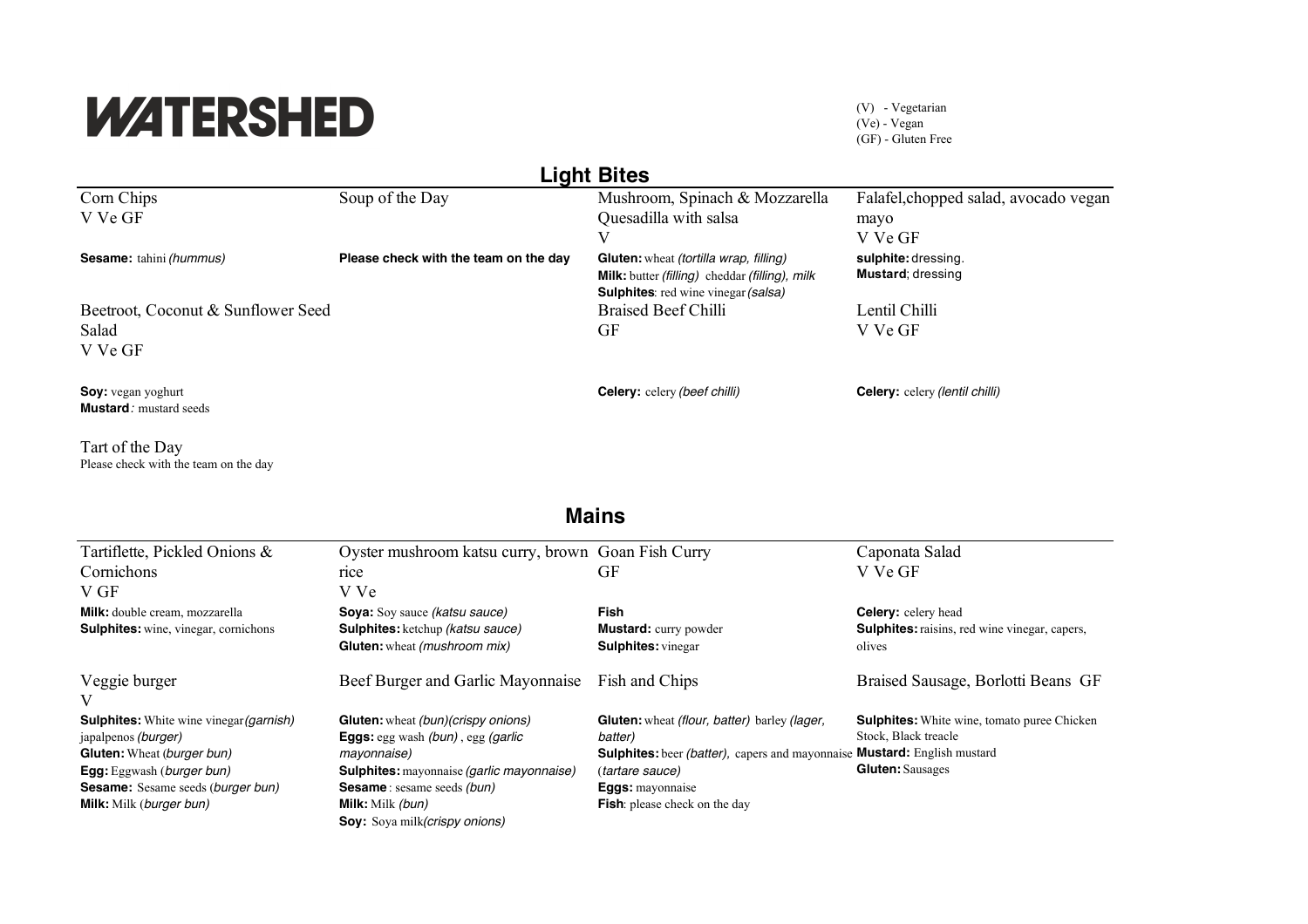# WATERSHED

(V) - Vegetarian
(Ve) - Vegan
(GF) - Gluten Free

## Light Bites

**Corn Chips**
V Ve GF

**Sesame:** tahini *(hummus)*

**Soup of the Day**

**Please check with the team on the day**

**Mushroom, Spinach & Mozzarella Quesadilla with salsa**
V

**Gluten:** wheat *(tortilla wrap, filling)*
**Milk:** butter *(filling)* cheddar *(filling)*, *milk*
**Sulphites**: red wine vinegar *(salsa)*

**Falafel,chopped salad, avocado vegan mayo**
V Ve GF

**sulphite:** dressing.
**Mustard**; dressing

**Beetroot, Coconut & Sunflower Seed Salad**
V Ve GF

**Soy:** vegan yoghurt
**Mustard***:* mustard seeds

**Braised Beef Chilli**
GF

**Celery:** celery *(beef chilli)*

**Lentil Chilli**
V Ve GF

**Celery:** celery *(lentil chilli)*

**Tart of the Day**
Please check with the team on the day

## Mains

**Tartiflette, Pickled Onions & Cornichons**
V GF

**Milk:** double cream, mozzarella
**Sulphites:** wine, vinegar, cornichons

**Oyster mushroom katsu curry, brown rice**
V Ve

**Soya:** Soy sauce *(katsu sauce)*
**Sulphites:** ketchup *(katsu sauce)*
**Gluten:** wheat *(mushroom mix)*

**Goan Fish Curry**
GF

**Fish**
**Mustard:** curry powder
**Sulphites:** vinegar

**Caponata Salad**
V Ve GF

**Celery:** celery head
**Sulphites:** raisins, red wine vinegar, capers, olives

**Veggie burger**
V

**Sulphites:** White wine vinegar *(garnish)* japalpenos *(burger)*
**Gluten:** Wheat (*burger bun)*
**Egg:** Eggwash (*burger bun)*
**Sesame:** Sesame seeds (*burger bun)*
**Milk:** Milk (*burger bun)*

**Beef Burger and Garlic Mayonnaise**

**Gluten:** wheat *(bun)(crispy onions)*
**Eggs:** egg wash *(bun)* , egg *(garlic mayonnaise)*
**Sulphites:** mayonnaise *(garlic mayonnaise)*
**Sesame** : sesame seeds *(bun)*
**Milk:** Milk *(bun)*
**Soy:** Soya milk*(crispy onions)*

**Fish and Chips**

**Gluten:** wheat *(flour, batter)* barley *(lager, batter)*
**Sulphites:** beer *(batter),* capers and mayonnaise (*tartare sauce)*
**Eggs:** mayonnaise
**Fish**: please check on the day

**Braised Sausage, Borlotti Beans GF**

**Sulphites:** White wine, tomato puree Chicken Stock, Black treacle
**Mustard:** English mustard
**Gluten:** Sausages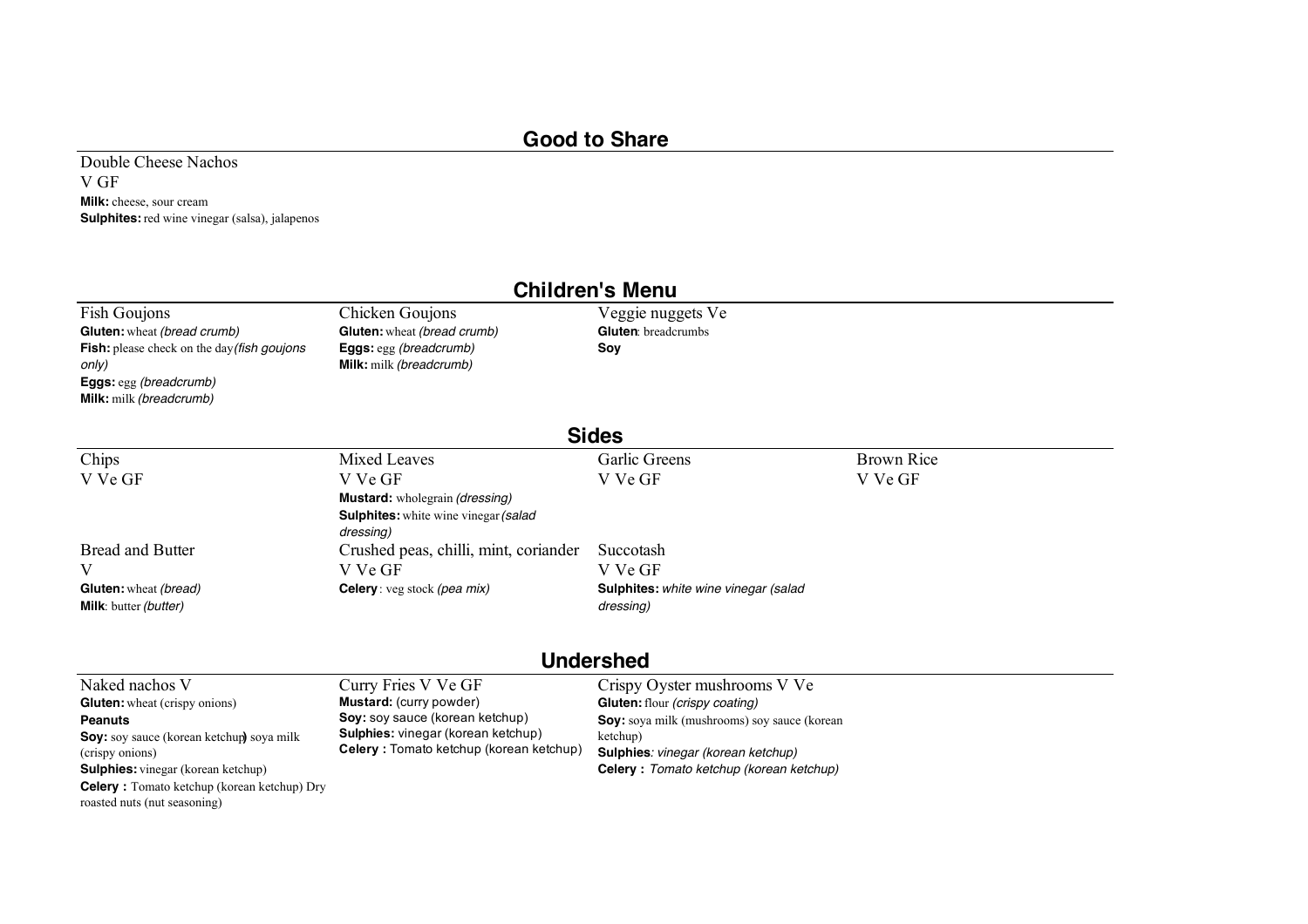## Good to Share

Double Cheese Nachos
V GF
**Milk:** cheese, sour cream
**Sulphites:** red wine vinegar (salsa), jalapenos

## Children's Menu

Fish Goujons
**Gluten:** wheat *(bread crumb)*
**Fish:** please check on the day *(fish goujons only)*
**Eggs:** egg *(breadcrumb)*
**Milk:** milk *(breadcrumb)*

Chicken Goujons
**Gluten:** wheat *(bread crumb)*
**Eggs:** egg *(breadcrumb)*
**Milk:** milk *(breadcrumb)*

Veggie nuggets Ve
**Gluten**: breadcrumbs
**Soy**

## Sides

Chips
V Ve GF

Mixed Leaves
V Ve GF
**Mustard:** wholegrain *(dressing)*
**Sulphites:** white wine vinegar *(salad dressing)*

Garlic Greens
V Ve GF

Brown Rice
V Ve GF

Bread and Butter
V
**Gluten:** wheat *(bread)*
**Milk**: butter *(butter)*

Crushed peas, chilli, mint, coriander
V Ve GF
**Celery**: veg stock *(pea mix)*

Succotash
V Ve GF
**Sulphites:** *white wine vinegar (salad dressing)*

## Undershed

Naked nachos V
**Gluten:** wheat (crispy onions)
**Peanuts**
**Soy:** soy sauce (korean ketchup) soya milk (crispy onions)
**Sulphies:** vinegar (korean ketchup)
**Celery :** Tomato ketchup (korean ketchup) Dry roasted nuts (nut seasoning)

Curry Fries V Ve GF
**Mustard:** (curry powder)
**Soy:** soy sauce (korean ketchup)
**Sulphies:** vinegar (korean ketchup)
**Celery :** Tomato ketchup (korean ketchup)

Crispy Oyster mushrooms V Ve
**Gluten:** flour *(crispy coating)*
**Soy:** soya milk (mushrooms) soy sauce (korean ketchup)
**Sulphies**: *vinegar (korean ketchup)*
**Celery :** *Tomato ketchup (korean ketchup)*